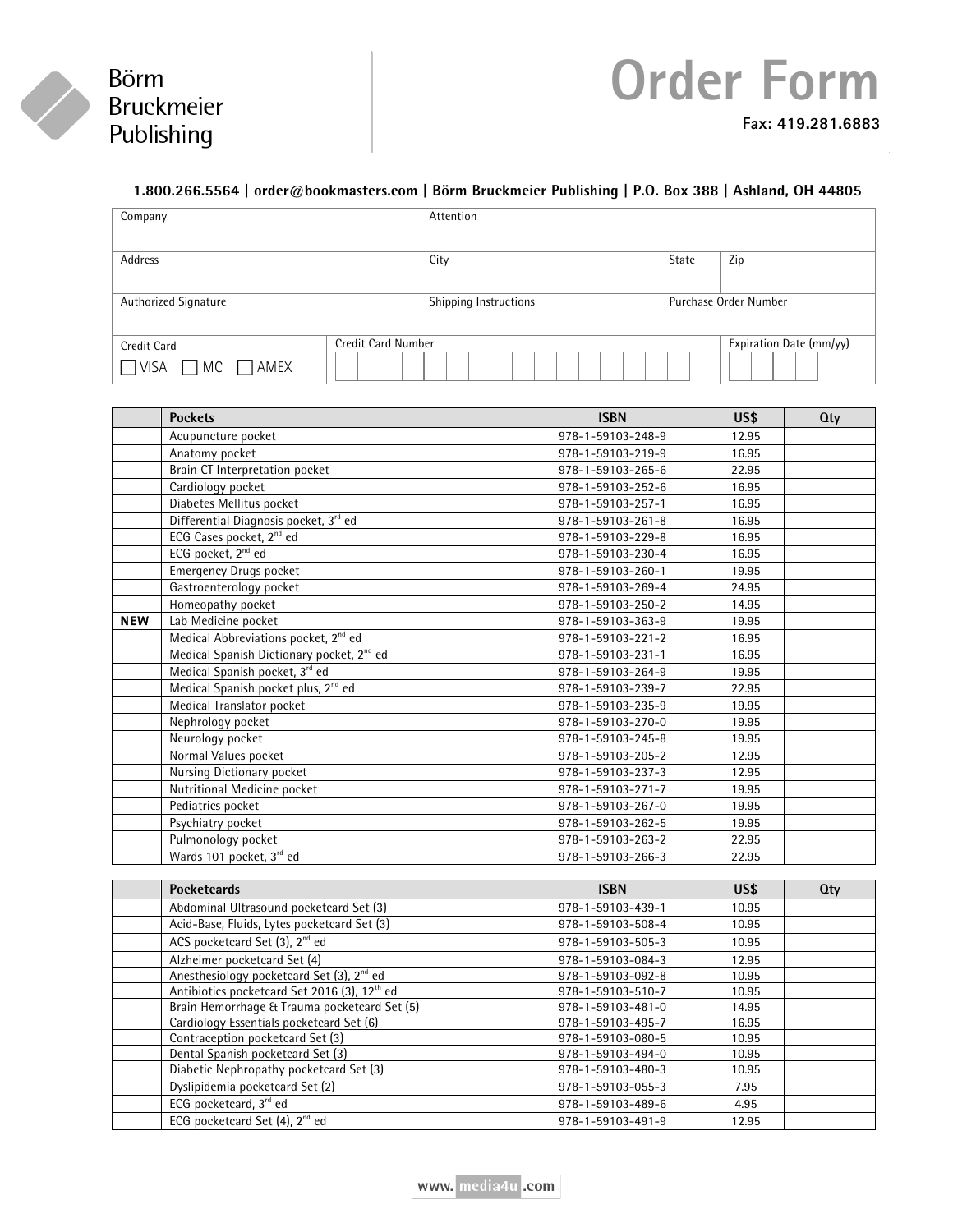Börm Bruckmeier Publishing

# Order Form

**Fax: 419.281.6883**

**1.800.266.5564 | order@bookmasters.com | Börm Bruckmeier Publishing | P.O. Box 388 | Ashland, OH 44805**

| Company | | Attention | | |
|---|---|---|---|---|
| Address | | City | State | Zip |
| Authorized Signature | | Shipping Instructions | Purchase Order Number | |
| Credit Card ☐ VISA ☐ MC ☐ AMEX | Credit Card Number | | Expiration Date (mm/yy) | |

| | Pockets | ISBN | US$ | Qty |
|---|---|---|---|---|
| | Acupuncture pocket | 978-1-59103-248-9 | 12.95 | |
| | Anatomy pocket | 978-1-59103-219-9 | 16.95 | |
| | Brain CT Interpretation pocket | 978-1-59103-265-6 | 22.95 | |
| | Cardiology pocket | 978-1-59103-252-6 | 16.95 | |
| | Diabetes Mellitus pocket | 978-1-59103-257-1 | 16.95 | |
| | Differential Diagnosis pocket, 3rd ed | 978-1-59103-261-8 | 16.95 | |
| | ECG Cases pocket, 2nd ed | 978-1-59103-229-8 | 16.95 | |
| | ECG pocket, 2nd ed | 978-1-59103-230-4 | 16.95 | |
| | Emergency Drugs pocket | 978-1-59103-260-1 | 19.95 | |
| | Gastroenterology pocket | 978-1-59103-269-4 | 24.95 | |
| | Homeopathy pocket | 978-1-59103-250-2 | 14.95 | |
| **NEW** | Lab Medicine pocket | 978-1-59103-363-9 | 19.95 | |
| | Medical Abbreviations pocket, 2nd ed | 978-1-59103-221-2 | 16.95 | |
| | Medical Spanish Dictionary pocket, 2nd ed | 978-1-59103-231-1 | 16.95 | |
| | Medical Spanish pocket, 3rd ed | 978-1-59103-264-9 | 19.95 | |
| | Medical Spanish pocket plus, 2nd ed | 978-1-59103-239-7 | 22.95 | |
| | Medical Translator pocket | 978-1-59103-235-9 | 19.95 | |
| | Nephrology pocket | 978-1-59103-270-0 | 19.95 | |
| | Neurology pocket | 978-1-59103-245-8 | 19.95 | |
| | Normal Values pocket | 978-1-59103-205-2 | 12.95 | |
| | Nursing Dictionary pocket | 978-1-59103-237-3 | 12.95 | |
| | Nutritional Medicine pocket | 978-1-59103-271-7 | 19.95 | |
| | Pediatrics pocket | 978-1-59103-267-0 | 19.95 | |
| | Psychiatry pocket | 978-1-59103-262-5 | 19.95 | |
| | Pulmonology pocket | 978-1-59103-263-2 | 22.95 | |
| | Wards 101 pocket, 3rd ed | 978-1-59103-266-3 | 22.95 | |

| | Pocketcards | ISBN | US$ | Qty |
|---|---|---|---|---|
| | Abdominal Ultrasound pocketcard Set (3) | 978-1-59103-439-1 | 10.95 | |
| | Acid-Base, Fluids, Lytes pocketcard Set (3) | 978-1-59103-508-4 | 10.95 | |
| | ACS pocketcard Set (3), 2nd ed | 978-1-59103-505-3 | 10.95 | |
| | Alzheimer pocketcard Set (4) | 978-1-59103-084-3 | 12.95 | |
| | Anesthesiology pocketcard Set (3), 2nd ed | 978-1-59103-092-8 | 10.95 | |
| | Antibiotics pocketcard Set 2016 (3), 12th ed | 978-1-59103-510-7 | 10.95 | |
| | Brain Hemorrhage & Trauma pocketcard Set (5) | 978-1-59103-481-0 | 14.95 | |
| | Cardiology Essentials pocketcard Set (6) | 978-1-59103-495-7 | 16.95 | |
| | Contraception pocketcard Set (3) | 978-1-59103-080-5 | 10.95 | |
| | Dental Spanish pocketcard Set (3) | 978-1-59103-494-0 | 10.95 | |
| | Diabetic Nephropathy pocketcard Set (3) | 978-1-59103-480-3 | 10.95 | |
| | Dyslipidemia pocketcard Set (2) | 978-1-59103-055-3 | 7.95 | |
| | ECG pocketcard, 3rd ed | 978-1-59103-489-6 | 4.95 | |
| | ECG pocketcard Set (4), 2nd ed | 978-1-59103-491-9 | 12.95 | |

www.media4u.com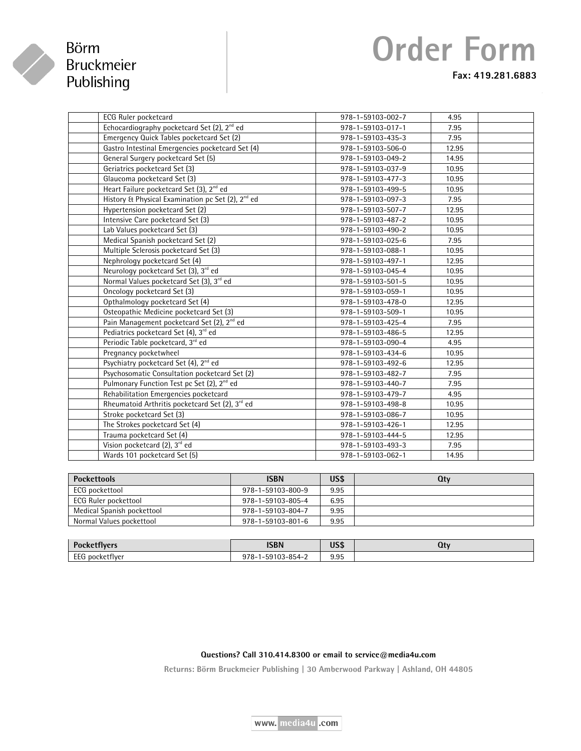Börm Bruckmeier Publishing

# Order Form

**Fax: 419.281.6883**

| | | | | |
|---|---|---|---|---|
| | ECG Ruler pocketcard | 978-1-59103-002-7 | 4.95 | |
| | Echocardiography pocketcard Set (2), 2nd ed | 978-1-59103-017-1 | 7.95 | |
| | Emergency Quick Tables pocketcard Set (2) | 978-1-59103-435-3 | 7.95 | |
| | Gastro Intestinal Emergencies pocketcard Set (4) | 978-1-59103-506-0 | 12.95 | |
| | General Surgery pocketcard Set (5) | 978-1-59103-049-2 | 14.95 | |
| | Geriatrics pocketcard Set (3) | 978-1-59103-037-9 | 10.95 | |
| | Glaucoma pocketcard Set (3) | 978-1-59103-477-3 | 10.95 | |
| | Heart Failure pocketcard Set (3), 2nd ed | 978-1-59103-499-5 | 10.95 | |
| | History & Physical Examination pc Set (2), 2nd ed | 978-1-59103-097-3 | 7.95 | |
| | Hypertension pocketcard Set (2) | 978-1-59103-507-7 | 12.95 | |
| | Intensive Care pocketcard Set (3) | 978-1-59103-487-2 | 10.95 | |
| | Lab Values pocketcard Set (3) | 978-1-59103-490-2 | 10.95 | |
| | Medical Spanish pocketcard Set (2) | 978-1-59103-025-6 | 7.95 | |
| | Multiple Sclerosis pocketcard Set (3) | 978-1-59103-088-1 | 10.95 | |
| | Nephrology pocketcard Set (4) | 978-1-59103-497-1 | 12.95 | |
| | Neurology pocketcard Set (3), 3rd ed | 978-1-59103-045-4 | 10.95 | |
| | Normal Values pocketcard Set (3), 3rd ed | 978-1-59103-501-5 | 10.95 | |
| | Oncology pocketcard Set (3) | 978-1-59103-059-1 | 10.95 | |
| | Opthalmology pocketcard Set (4) | 978-1-59103-478-0 | 12.95 | |
| | Osteopathic Medicine pocketcard Set (3) | 978-1-59103-509-1 | 10.95 | |
| | Pain Management pocketcard Set (2), 2nd ed | 978-1-59103-425-4 | 7.95 | |
| | Pediatrics pocketcard Set (4), 3rd ed | 978-1-59103-486-5 | 12.95 | |
| | Periodic Table pocketcard, 3rd ed | 978-1-59103-090-4 | 4.95 | |
| | Pregnancy pocketwheel | 978-1-59103-434-6 | 10.95 | |
| | Psychiatry pocketcard Set (4), 2nd ed | 978-1-59103-492-6 | 12.95 | |
| | Psychosomatic Consultation pocketcard Set (2) | 978-1-59103-482-7 | 7.95 | |
| | Pulmonary Function Test pc Set (2), 2nd ed | 978-1-59103-440-7 | 7.95 | |
| | Rehabilitation Emergencies pocketcard | 978-1-59103-479-7 | 4.95 | |
| | Rheumatoid Arthritis pocketcard Set (2), 3rd ed | 978-1-59103-498-8 | 10.95 | |
| | Stroke pocketcard Set (3) | 978-1-59103-086-7 | 10.95 | |
| | The Strokes pocketcard Set (4) | 978-1-59103-426-1 | 12.95 | |
| | Trauma pocketcard Set (4) | 978-1-59103-444-5 | 12.95 | |
| | Vision pocketcard (2), 3rd ed | 978-1-59103-493-3 | 7.95 | |
| | Wards 101 pocketcard Set (5) | 978-1-59103-062-1 | 14.95 | |

| Pockettools | ISBN | US$ | Qty |
|---|---|---|---|
| ECG pockettool | 978-1-59103-800-9 | 9.95 | |
| ECG Ruler pockettool | 978-1-59103-805-4 | 6.95 | |
| Medical Spanish pockettool | 978-1-59103-804-7 | 9.95 | |
| Normal Values pockettool | 978-1-59103-801-6 | 9.95 | |

| Pocketflyers | ISBN | US$ | Qty |
|---|---|---|---|
| EEG pocketflyer | 978-1-59103-854-2 | 9.95 | |

**Questions? Call 310.414.8300 or email to service@media4u.com**

**Returns: Börm Bruckmeier Publishing | 30 Amberwood Parkway | Ashland, OH 44805**

www.media4u.com